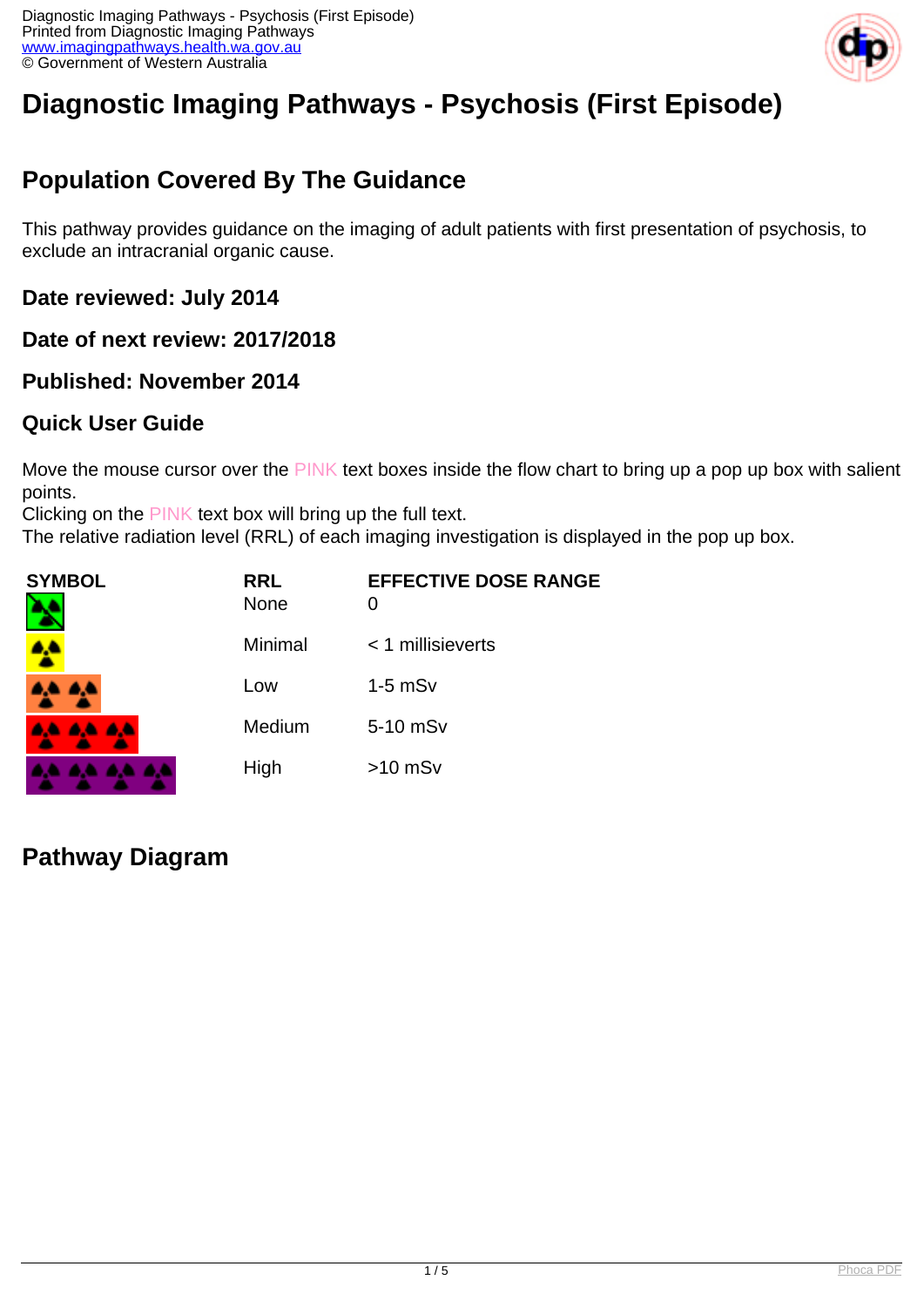# Diagnostic Imaging Pathways - Psychosis (First Episode)

## Population Covered By The Guidance

This pathway provides guidance on the imaging of adult patients with first presentation of psychosis, to exclude an intracranial organic cause.

### Date reviewed: July 2014

### Date of next review: 2017/2018

### Published: November 2014

### Quick User Guide

Move the mouse cursor over the PINK text boxes inside the flow chart to bring up a pop up box with salient points.
Clicking on the PINK text box will bring up the full text.
The relative radiation level (RRL) of each imaging investigation is displayed in the pop up box.

| SYMBOL | RRL | EFFECTIVE DOSE RANGE |
| --- | --- | --- |
| | None | 0 |
| | Minimal | < 1 millisieverts |
| | Low | 1-5 mSv |
| | Medium | 5-10 mSv |
| | High | >10 mSv |

## Pathway Diagram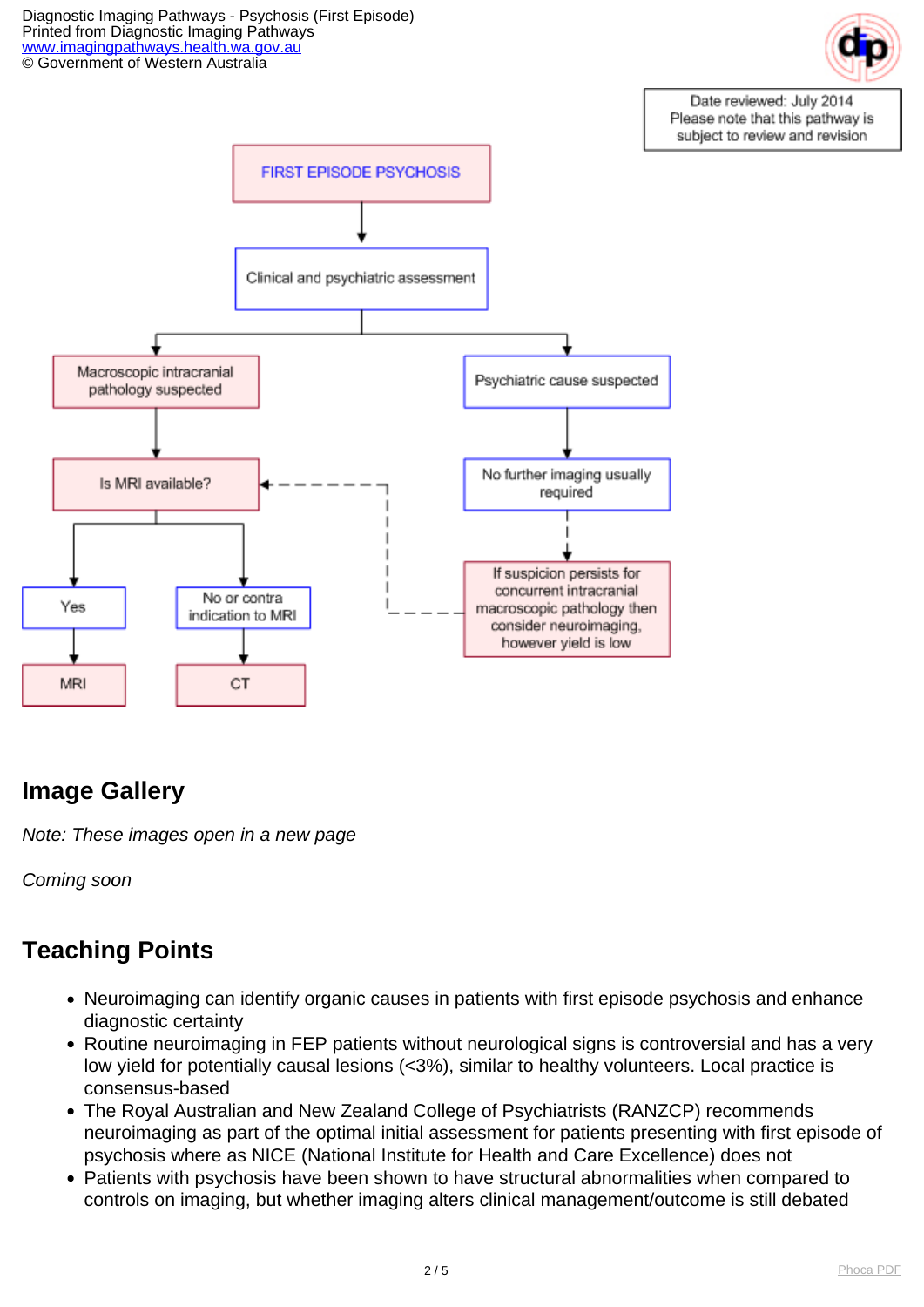Date reviewed: July 2014
Please note that this pathway is subject to review and revision

FIRST EPISODE PSYCHOSIS

Clinical and psychiatric assessment

Macroscopic intracranial pathology suspected

Is MRI available?

Yes

MRI

No or contra indication to MRI

CT

Psychiatric cause suspected

No further imaging usually required

If suspicion persists for concurrent intracranial macroscopic pathology then consider neuroimaging, however yield is low

## Image Gallery

*Note: These images open in a new page*

*Coming soon*

## Teaching Points

- Neuroimaging can identify organic causes in patients with first episode psychosis and enhance diagnostic certainty
- Routine neuroimaging in FEP patients without neurological signs is controversial and has a very low yield for potentially causal lesions (<3%), similar to healthy volunteers. Local practice is consensus-based
- The Royal Australian and New Zealand College of Psychiatrists (RANZCP) recommends neuroimaging as part of the optimal initial assessment for patients presenting with first episode of psychosis where as NICE (National Institute for Health and Care Excellence) does not
- Patients with psychosis have been shown to have structural abnormalities when compared to controls on imaging, but whether imaging alters clinical management/outcome is still debated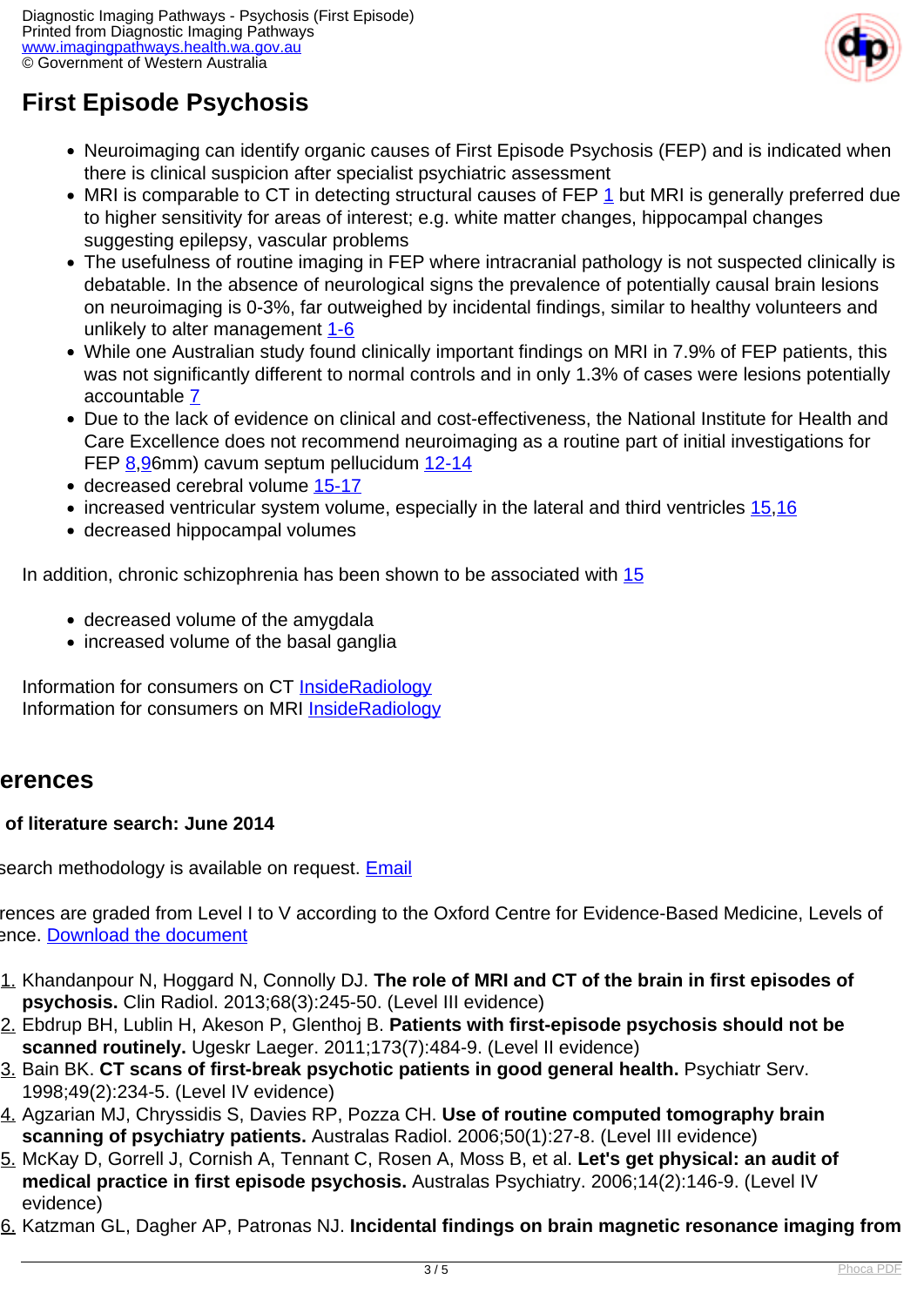# First Episode Psychosis

- Neuroimaging can identify organic causes of First Episode Psychosis (FEP) and is indicated when there is clinical suspicion after specialist psychiatric assessment
- MRI is comparable to CT in detecting structural causes of FEP 1 but MRI is generally preferred due to higher sensitivity for areas of interest; e.g. white matter changes, hippocampal changes suggesting epilepsy, vascular problems
- The usefulness of routine imaging in FEP where intracranial pathology is not suspected clinically is debatable. In the absence of neurological signs the prevalence of potentially causal brain lesions on neuroimaging is 0-3%, far outweighed by incidental findings, similar to healthy volunteers and unlikely to alter management 1-6
- While one Australian study found clinically important findings on MRI in 7.9% of FEP patients, this was not significantly different to normal controls and in only 1.3% of cases were lesions potentially accountable 7
- Due to the lack of evidence on clinical and cost-effectiveness, the National Institute for Health and Care Excellence does not recommend neuroimaging as a routine part of initial investigations for FEP 8,96mm) cavum septum pellucidum 12-14
- decreased cerebral volume 15-17
- increased ventricular system volume, especially in the lateral and third ventricles 15,16
- decreased hippocampal volumes

In addition, chronic schizophrenia has been shown to be associated with 15

- decreased volume of the amygdala
- increased volume of the basal ganglia

Information for consumers on CT InsideRadiology
Information for consumers on MRI InsideRadiology

## erences

**of literature search: June 2014**

search methodology is available on request. Email

rences are graded from Level I to V according to the Oxford Centre for Evidence-Based Medicine, Levels of ence. Download the document

1. Khandanpour N, Hoggard N, Connolly DJ. **The role of MRI and CT of the brain in first episodes of psychosis.** Clin Radiol. 2013;68(3):245-50. (Level III evidence)
2. Ebdrup BH, Lublin H, Akeson P, Glenthoj B. **Patients with first-episode psychosis should not be scanned routinely.** Ugeskr Laeger. 2011;173(7):484-9. (Level II evidence)
3. Bain BK. **CT scans of first-break psychotic patients in good general health.** Psychiatr Serv. 1998;49(2):234-5. (Level IV evidence)
4. Agzarian MJ, Chryssidis S, Davies RP, Pozza CH. **Use of routine computed tomography brain scanning of psychiatry patients.** Australas Radiol. 2006;50(1):27-8. (Level III evidence)
5. McKay D, Gorrell J, Cornish A, Tennant C, Rosen A, Moss B, et al. **Let's get physical: an audit of medical practice in first episode psychosis.** Australas Psychiatry. 2006;14(2):146-9. (Level IV evidence)
6. Katzman GL, Dagher AP, Patronas NJ. **Incidental findings on brain magnetic resonance imaging from**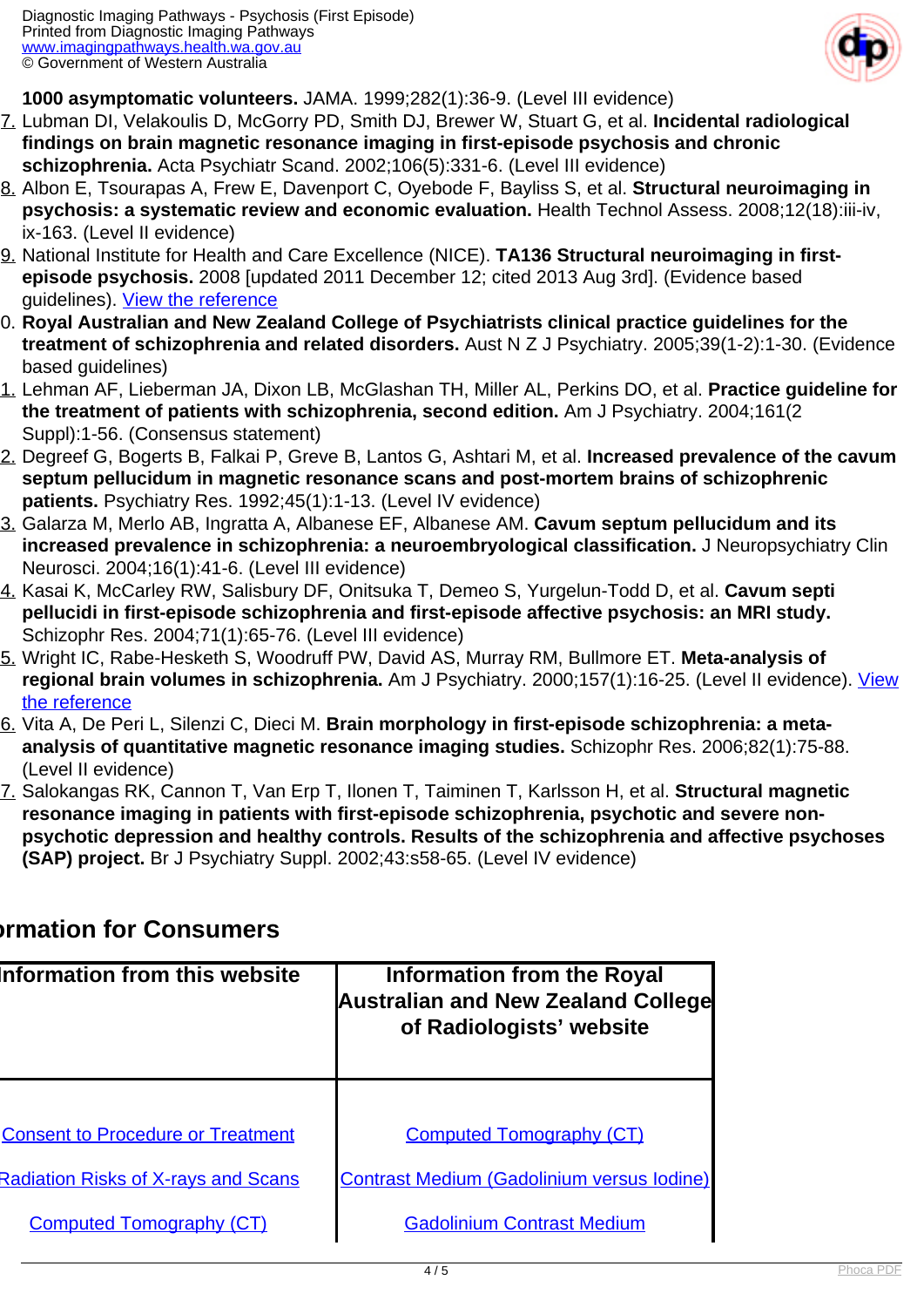**1000 asymptomatic volunteers.** JAMA. 1999;282(1):36-9. (Level III evidence)

7. Lubman DI, Velakoulis D, McGorry PD, Smith DJ, Brewer W, Stuart G, et al. **Incidental radiological findings on brain magnetic resonance imaging in first-episode psychosis and chronic schizophrenia.** Acta Psychiatr Scand. 2002;106(5):331-6. (Level III evidence)
8. Albon E, Tsourapas A, Frew E, Davenport C, Oyebode F, Bayliss S, et al. **Structural neuroimaging in psychosis: a systematic review and economic evaluation.** Health Technol Assess. 2008;12(18):iii-iv, ix-163. (Level II evidence)
9. National Institute for Health and Care Excellence (NICE). **TA136 Structural neuroimaging in first-episode psychosis.** 2008 [updated 2011 December 12; cited 2013 Aug 3rd]. (Evidence based guidelines). View the reference
10. **Royal Australian and New Zealand College of Psychiatrists clinical practice guidelines for the treatment of schizophrenia and related disorders.** Aust N Z J Psychiatry. 2005;39(1-2):1-30. (Evidence based guidelines)
11. Lehman AF, Lieberman JA, Dixon LB, McGlashan TH, Miller AL, Perkins DO, et al. **Practice guideline for the treatment of patients with schizophrenia, second edition.** Am J Psychiatry. 2004;161(2 Suppl):1-56. (Consensus statement)
12. Degreef G, Bogerts B, Falkai P, Greve B, Lantos G, Ashtari M, et al. **Increased prevalence of the cavum septum pellucidum in magnetic resonance scans and post-mortem brains of schizophrenic patients.** Psychiatry Res. 1992;45(1):1-13. (Level IV evidence)
13. Galarza M, Merlo AB, Ingratta A, Albanese EF, Albanese AM. **Cavum septum pellucidum and its increased prevalence in schizophrenia: a neuroembryological classification.** J Neuropsychiatry Clin Neurosci. 2004;16(1):41-6. (Level III evidence)
14. Kasai K, McCarley RW, Salisbury DF, Onitsuka T, Demeo S, Yurgelun-Todd D, et al. **Cavum septi pellucidi in first-episode schizophrenia and first-episode affective psychosis: an MRI study.** Schizophr Res. 2004;71(1):65-76. (Level III evidence)
15. Wright IC, Rabe-Hesketh S, Woodruff PW, David AS, Murray RM, Bullmore ET. **Meta-analysis of regional brain volumes in schizophrenia.** Am J Psychiatry. 2000;157(1):16-25. (Level II evidence). View the reference
16. Vita A, De Peri L, Silenzi C, Dieci M. **Brain morphology in first-episode schizophrenia: a meta-analysis of quantitative magnetic resonance imaging studies.** Schizophr Res. 2006;82(1):75-88. (Level II evidence)
17. Salokangas RK, Cannon T, Van Erp T, Ilonen T, Taiminen T, Karlsson H, et al. **Structural magnetic resonance imaging in patients with first-episode schizophrenia, psychotic and severe non-psychotic depression and healthy controls. Results of the schizophrenia and affective psychoses (SAP) project.** Br J Psychiatry Suppl. 2002;43:s58-65. (Level IV evidence)

## Information for Consumers

| Information from this website | Information from the Royal Australian and New Zealand College of Radiologists' website |
|---|---|
| Consent to Procedure or Treatment | Computed Tomography (CT) |
| Radiation Risks of X-rays and Scans | Contrast Medium (Gadolinium versus Iodine) |
| Computed Tomography (CT) | Gadolinium Contrast Medium |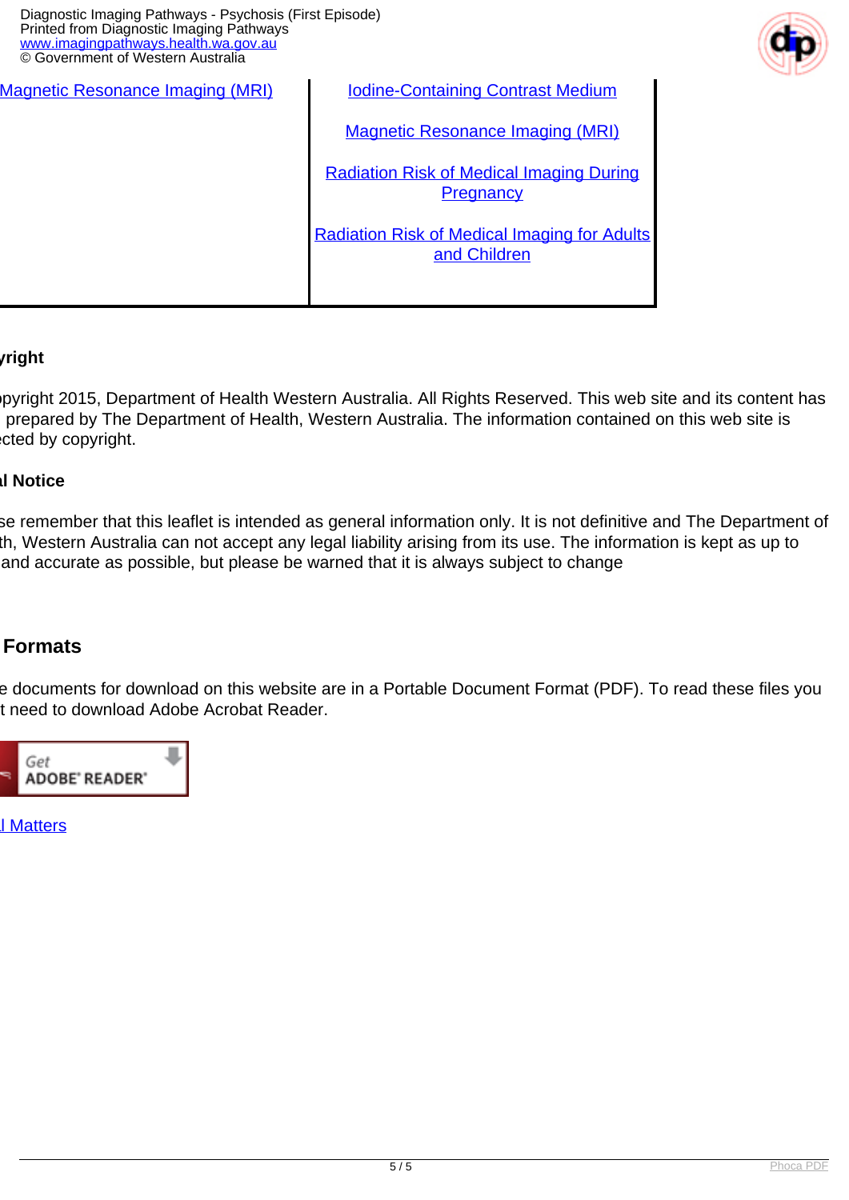| | |
|---|---|
| Magnetic Resonance Imaging (MRI) | Iodine-Containing Contrast Medium<br><br>Magnetic Resonance Imaging (MRI)<br><br>Radiation Risk of Medical Imaging During Pregnancy<br><br>Radiation Risk of Medical Imaging for Adults and Children |

**yright**

opyright 2015, Department of Health Western Australia. All Rights Reserved. This web site and its content has prepared by The Department of Health, Western Australia. The information contained on this web site is ected by copyright.

**l Notice**

se remember that this leaflet is intended as general information only. It is not definitive and The Department of th, Western Australia can not accept any legal liability arising from its use. The information is kept as up to and accurate as possible, but please be warned that it is always subject to change

## Formats

e documents for download on this website are in a Portable Document Format (PDF). To read these files you t need to download Adobe Acrobat Reader.

Get ADOBE® READER®

l Matters